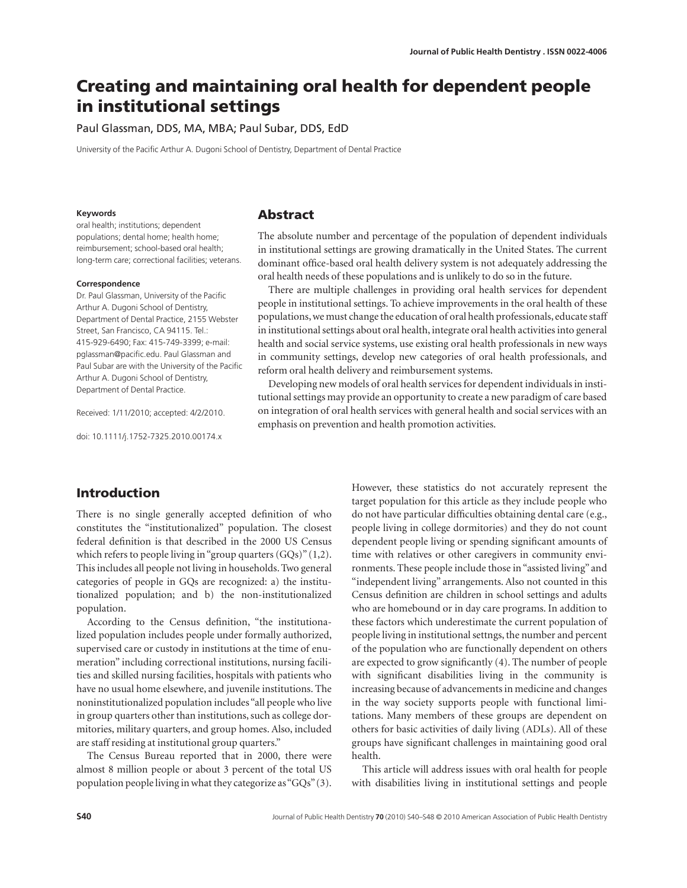# Creating and maintaining oral health for dependent people in institutional settings

Paul Glassman, DDS, MA, MBA; Paul Subar, DDS, EdD

University of the Pacific Arthur A. Dugoni School of Dentistry, Department of Dental Practice

**Keywords**

oral health; institutions; dependent populations; dental home; health home; reimbursement; school-based oral health; long-term care; correctional facilities; veterans.

**Correspondence**

Dr. Paul Glassman, University of the Pacific Arthur A. Dugoni School of Dentistry, Department of Dental Practice, 2155 Webster Street, San Francisco, CA 94115. Tel.: 415-929-6490; Fax: 415-749-3399; e-mail: pglassman@pacific.edu. Paul Glassman and Paul Subar are with the University of the Pacific Arthur A. Dugoni School of Dentistry, Department of Dental Practice.

Received: 1/11/2010; accepted: 4/2/2010.

doi: 10.1111/j.1752-7325.2010.00174.x

## Abstract

The absolute number and percentage of the population of dependent individuals in institutional settings are growing dramatically in the United States. The current dominant office-based oral health delivery system is not adequately addressing the oral health needs of these populations and is unlikely to do so in the future.

There are multiple challenges in providing oral health services for dependent people in institutional settings. To achieve improvements in the oral health of these populations, we must change the education of oral health professionals, educate staff in institutional settings about oral health, integrate oral health activities into general health and social service systems, use existing oral health professionals in new ways in community settings, develop new categories of oral health professionals, and reform oral health delivery and reimbursement systems.

Developing new models of oral health services for dependent individuals in institutional settings may provide an opportunity to create a new paradigm of care based on integration of oral health services with general health and social services with an emphasis on prevention and health promotion activities.

## Introduction

There is no single generally accepted definition of who constitutes the "institutionalized" population. The closest federal definition is that described in the 2000 US Census which refers to people living in "group quarters (GQs)" (1,2). This includes all people not living in households. Two general categories of people in GQs are recognized: a) the institutionalized population; and b) the non-institutionalized population.

According to the Census definition, "the institutionalized population includes people under formally authorized, supervised care or custody in institutions at the time of enumeration" including correctional institutions, nursing facilities and skilled nursing facilities, hospitals with patients who have no usual home elsewhere, and juvenile institutions. The noninstitutionalized population includes "all people who live in group quarters other than institutions, such as college dormitories, military quarters, and group homes. Also, included are staff residing at institutional group quarters."

The Census Bureau reported that in 2000, there were almost 8 million people or about 3 percent of the total US population people living in what they categorize as "GQs" (3). However, these statistics do not accurately represent the target population for this article as they include people who do not have particular difficulties obtaining dental care (e.g., people living in college dormitories) and they do not count dependent people living or spending significant amounts of time with relatives or other caregivers in community environments. These people include those in "assisted living" and "independent living" arrangements. Also not counted in this Census definition are children in school settings and adults who are homebound or in day care programs. In addition to these factors which underestimate the current population of people living in institutional settngs, the number and percent of the population who are functionally dependent on others are expected to grow significantly (4). The number of people with significant disabilities living in the community is increasing because of advancements in medicine and changes in the way society supports people with functional limitations. Many members of these groups are dependent on others for basic activities of daily living (ADLs). All of these groups have significant challenges in maintaining good oral health.

This article will address issues with oral health for people with disabilities living in institutional settings and people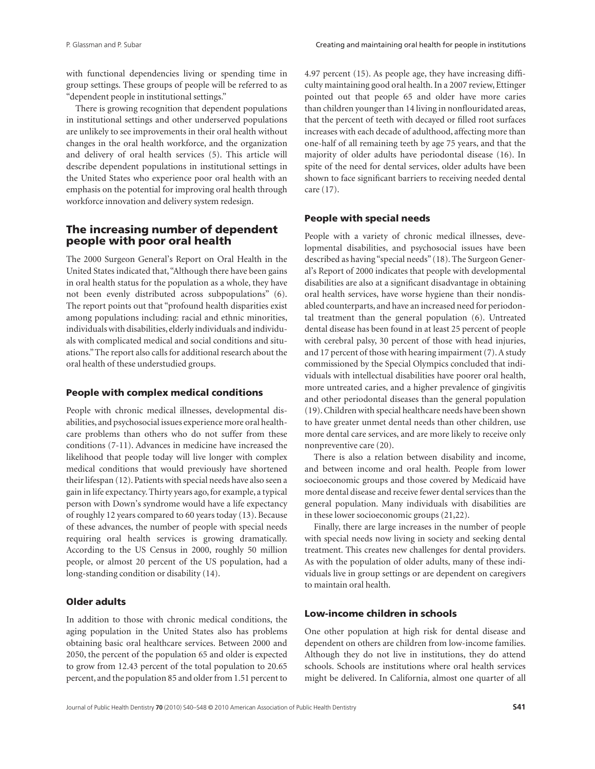with functional dependencies living or spending time in group settings. These groups of people will be referred to as "dependent people in institutional settings."

There is growing recognition that dependent populations in institutional settings and other underserved populations are unlikely to see improvements in their oral health without changes in the oral health workforce, and the organization and delivery of oral health services (5). This article will describe dependent populations in institutional settings in the United States who experience poor oral health with an emphasis on the potential for improving oral health through workforce innovation and delivery system redesign.

## The increasing number of dependent people with poor oral health

The 2000 Surgeon General's Report on Oral Health in the United States indicated that, "Although there have been gains in oral health status for the population as a whole, they have not been evenly distributed across subpopulations" (6). The report points out that "profound health disparities exist among populations including: racial and ethnic minorities, individuals with disabilities, elderly individuals and individuals with complicated medical and social conditions and situations." The report also calls for additional research about the oral health of these understudied groups.

### People with complex medical conditions

People with chronic medical illnesses, developmental disabilities, and psychosocial issues experience more oral healthcare problems than others who do not suffer from these conditions (7-11). Advances in medicine have increased the likelihood that people today will live longer with complex medical conditions that would previously have shortened their lifespan (12). Patients with special needs have also seen a gain in life expectancy. Thirty years ago, for example, a typical person with Down's syndrome would have a life expectancy of roughly 12 years compared to 60 years today (13). Because of these advances, the number of people with special needs requiring oral health services is growing dramatically. According to the US Census in 2000, roughly 50 million people, or almost 20 percent of the US population, had a long-standing condition or disability (14).

### Older adults

In addition to those with chronic medical conditions, the aging population in the United States also has problems obtaining basic oral healthcare services. Between 2000 and 2050, the percent of the population 65 and older is expected to grow from 12.43 percent of the total population to 20.65 percent, and the population 85 and older from 1.51 percent to 4.97 percent (15). As people age, they have increasing difficulty maintaining good oral health. In a 2007 review, Ettinger pointed out that people 65 and older have more caries than children younger than 14 living in nonflouridated areas, that the percent of teeth with decayed or filled root surfaces increases with each decade of adulthood, affecting more than one-half of all remaining teeth by age 75 years, and that the majority of older adults have periodontal disease (16). In spite of the need for dental services, older adults have been shown to face significant barriers to receiving needed dental care (17).

### People with special needs

People with a variety of chronic medical illnesses, developmental disabilities, and psychosocial issues have been described as having "special needs" (18). The Surgeon General's Report of 2000 indicates that people with developmental disabilities are also at a significant disadvantage in obtaining oral health services, have worse hygiene than their nondisabled counterparts, and have an increased need for periodontal treatment than the general population (6). Untreated dental disease has been found in at least 25 percent of people with cerebral palsy, 30 percent of those with head injuries, and 17 percent of those with hearing impairment (7). A study commissioned by the Special Olympics concluded that individuals with intellectual disabilities have poorer oral health, more untreated caries, and a higher prevalence of gingivitis and other periodontal diseases than the general population (19). Children with special healthcare needs have been shown to have greater unmet dental needs than other children, use more dental care services, and are more likely to receive only nonpreventive care (20).

There is also a relation between disability and income, and between income and oral health. People from lower socioeconomic groups and those covered by Medicaid have more dental disease and receive fewer dental services than the general population. Many individuals with disabilities are in these lower socioeconomic groups (21,22).

Finally, there are large increases in the number of people with special needs now living in society and seeking dental treatment. This creates new challenges for dental providers. As with the population of older adults, many of these individuals live in group settings or are dependent on caregivers to maintain oral health.

### Low-income children in schools

One other population at high risk for dental disease and dependent on others are children from low-income families. Although they do not live in institutions, they do attend schools. Schools are institutions where oral health services might be delivered. In California, almost one quarter of all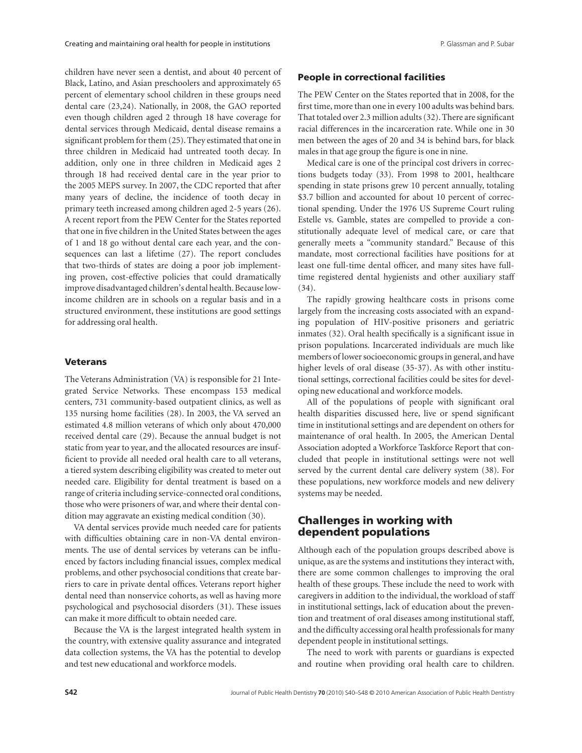children have never seen a dentist, and about 40 percent of Black, Latino, and Asian preschoolers and approximately 65 percent of elementary school children in these groups need dental care (23,24). Nationally, in 2008, the GAO reported even though children aged 2 through 18 have coverage for dental services through Medicaid, dental disease remains a significant problem for them (25). They estimated that one in three children in Medicaid had untreated tooth decay. In addition, only one in three children in Medicaid ages 2 through 18 had received dental care in the year prior to the 2005 MEPS survey. In 2007, the CDC reported that after many years of decline, the incidence of tooth decay in primary teeth increased among children aged 2-5 years (26). A recent report from the PEW Center for the States reported that one in five children in the United States between the ages of 1 and 18 go without dental care each year, and the consequences can last a lifetime (27). The report concludes that two-thirds of states are doing a poor job implementing proven, cost-effective policies that could dramatically improve disadvantaged children's dental health. Because low-income children are in schools on a regular basis and in a structured environment, these institutions are good settings for addressing oral health.

### Veterans

The Veterans Administration (VA) is responsible for 21 Integrated Service Networks. These encompass 153 medical centers, 731 community-based outpatient clinics, as well as 135 nursing home facilities (28). In 2003, the VA served an estimated 4.8 million veterans of which only about 470,000 received dental care (29). Because the annual budget is not static from year to year, and the allocated resources are insufficient to provide all needed oral health care to all veterans, a tiered system describing eligibility was created to meter out needed care. Eligibility for dental treatment is based on a range of criteria including service-connected oral conditions, those who were prisoners of war, and where their dental condition may aggravate an existing medical condition (30).

VA dental services provide much needed care for patients with difficulties obtaining care in non-VA dental environments. The use of dental services by veterans can be influenced by factors including financial issues, complex medical problems, and other psychosocial conditions that create barriers to care in private dental offices. Veterans report higher dental need than nonservice cohorts, as well as having more psychological and psychosocial disorders (31). These issues can make it more difficult to obtain needed care.

Because the VA is the largest integrated health system in the country, with extensive quality assurance and integrated data collection systems, the VA has the potential to develop and test new educational and workforce models.

### People in correctional facilities

The PEW Center on the States reported that in 2008, for the first time, more than one in every 100 adults was behind bars. That totaled over 2.3 million adults (32). There are significant racial differences in the incarceration rate. While one in 30 men between the ages of 20 and 34 is behind bars, for black males in that age group the figure is one in nine.

Medical care is one of the principal cost drivers in corrections budgets today (33). From 1998 to 2001, healthcare spending in state prisons grew 10 percent annually, totaling $3.7 billion and accounted for about 10 percent of correctional spending. Under the 1976 US Supreme Court ruling Estelle vs. Gamble, states are compelled to provide a constitutionally adequate level of medical care, or care that generally meets a "community standard." Because of this mandate, most correctional facilities have positions for at least one full-time dental officer, and many sites have full-time registered dental hygienists and other auxiliary staff (34).

The rapidly growing healthcare costs in prisons come largely from the increasing costs associated with an expanding population of HIV-positive prisoners and geriatric inmates (32). Oral health specifically is a significant issue in prison populations. Incarcerated individuals are much like members of lower socioeconomic groups in general, and have higher levels of oral disease (35-37). As with other institutional settings, correctional facilities could be sites for developing new educational and workforce models.

All of the populations of people with significant oral health disparities discussed here, live or spend significant time in institutional settings and are dependent on others for maintenance of oral health. In 2005, the American Dental Association adopted a Workforce Taskforce Report that concluded that people in institutional settings were not well served by the current dental care delivery system (38). For these populations, new workforce models and new delivery systems may be needed.

## Challenges in working with dependent populations

Although each of the population groups described above is unique, as are the systems and institutions they interact with, there are some common challenges to improving the oral health of these groups. These include the need to work with caregivers in addition to the individual, the workload of staff in institutional settings, lack of education about the prevention and treatment of oral diseases among institutional staff, and the difficulty accessing oral health professionals for many dependent people in institutional settings.

The need to work with parents or guardians is expected and routine when providing oral health care to children.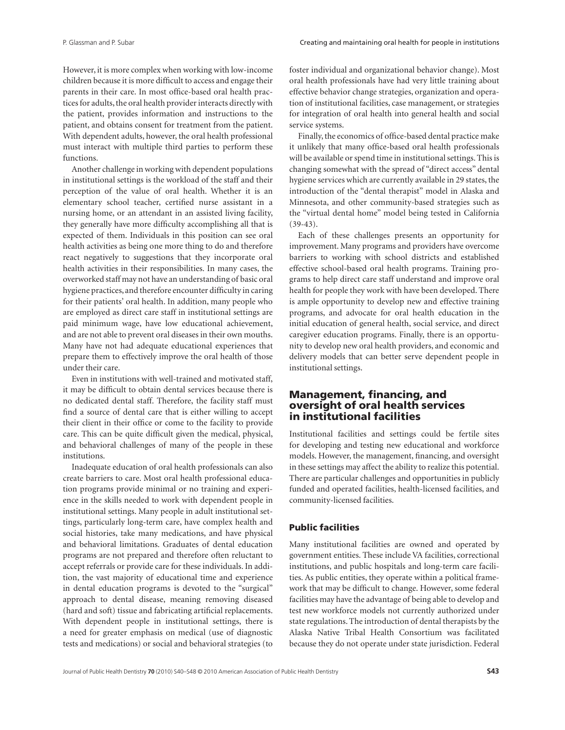However, it is more complex when working with low-income children because it is more difficult to access and engage their parents in their care. In most office-based oral health practices for adults, the oral health provider interacts directly with the patient, provides information and instructions to the patient, and obtains consent for treatment from the patient. With dependent adults, however, the oral health professional must interact with multiple third parties to perform these functions.

Another challenge in working with dependent populations in institutional settings is the workload of the staff and their perception of the value of oral health. Whether it is an elementary school teacher, certified nurse assistant in a nursing home, or an attendant in an assisted living facility, they generally have more difficulty accomplishing all that is expected of them. Individuals in this position can see oral health activities as being one more thing to do and therefore react negatively to suggestions that they incorporate oral health activities in their responsibilities. In many cases, the overworked staff may not have an understanding of basic oral hygiene practices, and therefore encounter difficulty in caring for their patients' oral health. In addition, many people who are employed as direct care staff in institutional settings are paid minimum wage, have low educational achievement, and are not able to prevent oral diseases in their own mouths. Many have not had adequate educational experiences that prepare them to effectively improve the oral health of those under their care.

Even in institutions with well-trained and motivated staff, it may be difficult to obtain dental services because there is no dedicated dental staff. Therefore, the facility staff must find a source of dental care that is either willing to accept their client in their office or come to the facility to provide care. This can be quite difficult given the medical, physical, and behavioral challenges of many of the people in these institutions.

Inadequate education of oral health professionals can also create barriers to care. Most oral health professional education programs provide minimal or no training and experience in the skills needed to work with dependent people in institutional settings. Many people in adult institutional settings, particularly long-term care, have complex health and social histories, take many medications, and have physical and behavioral limitations. Graduates of dental education programs are not prepared and therefore often reluctant to accept referrals or provide care for these individuals. In addition, the vast majority of educational time and experience in dental education programs is devoted to the "surgical" approach to dental disease, meaning removing diseased (hard and soft) tissue and fabricating artificial replacements. With dependent people in institutional settings, there is a need for greater emphasis on medical (use of diagnostic tests and medications) or social and behavioral strategies (to foster individual and organizational behavior change). Most oral health professionals have had very little training about effective behavior change strategies, organization and operation of institutional facilities, case management, or strategies for integration of oral health into general health and social service systems.

Finally, the economics of office-based dental practice make it unlikely that many office-based oral health professionals will be available or spend time in institutional settings. This is changing somewhat with the spread of "direct access" dental hygiene services which are currently available in 29 states, the introduction of the "dental therapist" model in Alaska and Minnesota, and other community-based strategies such as the "virtual dental home" model being tested in California (39-43).

Each of these challenges presents an opportunity for improvement. Many programs and providers have overcome barriers to working with school districts and established effective school-based oral health programs. Training programs to help direct care staff understand and improve oral health for people they work with have been developed. There is ample opportunity to develop new and effective training programs, and advocate for oral health education in the initial education of general health, social service, and direct caregiver education programs. Finally, there is an opportunity to develop new oral health providers, and economic and delivery models that can better serve dependent people in institutional settings.

## Management, financing, and oversight of oral health services in institutional facilities

Institutional facilities and settings could be fertile sites for developing and testing new educational and workforce models. However, the management, financing, and oversight in these settings may affect the ability to realize this potential. There are particular challenges and opportunities in publicly funded and operated facilities, health-licensed facilities, and community-licensed facilities.

### Public facilities

Many institutional facilities are owned and operated by government entities. These include VA facilities, correctional institutions, and public hospitals and long-term care facilities. As public entities, they operate within a political framework that may be difficult to change. However, some federal facilities may have the advantage of being able to develop and test new workforce models not currently authorized under state regulations. The introduction of dental therapists by the Alaska Native Tribal Health Consortium was facilitated because they do not operate under state jurisdiction. Federal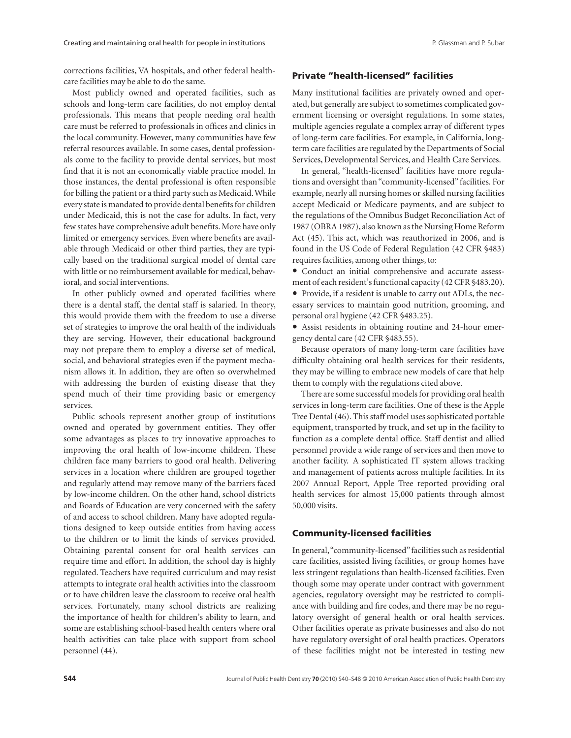corrections facilities, VA hospitals, and other federal healthcare facilities may be able to do the same.

Most publicly owned and operated facilities, such as schools and long-term care facilities, do not employ dental professionals. This means that people needing oral health care must be referred to professionals in offices and clinics in the local community. However, many communities have few referral resources available. In some cases, dental professionals come to the facility to provide dental services, but most find that it is not an economically viable practice model. In those instances, the dental professional is often responsible for billing the patient or a third party such as Medicaid. While every state is mandated to provide dental benefits for children under Medicaid, this is not the case for adults. In fact, very few states have comprehensive adult benefits. More have only limited or emergency services. Even where benefits are available through Medicaid or other third parties, they are typically based on the traditional surgical model of dental care with little or no reimbursement available for medical, behavioral, and social interventions.

In other publicly owned and operated facilities where there is a dental staff, the dental staff is salaried. In theory, this would provide them with the freedom to use a diverse set of strategies to improve the oral health of the individuals they are serving. However, their educational background may not prepare them to employ a diverse set of medical, social, and behavioral strategies even if the payment mechanism allows it. In addition, they are often so overwhelmed with addressing the burden of existing disease that they spend much of their time providing basic or emergency services.

Public schools represent another group of institutions owned and operated by government entities. They offer some advantages as places to try innovative approaches to improving the oral health of low-income children. These children face many barriers to good oral health. Delivering services in a location where children are grouped together and regularly attend may remove many of the barriers faced by low-income children. On the other hand, school districts and Boards of Education are very concerned with the safety of and access to school children. Many have adopted regulations designed to keep outside entities from having access to the children or to limit the kinds of services provided. Obtaining parental consent for oral health services can require time and effort. In addition, the school day is highly regulated. Teachers have required curriculum and may resist attempts to integrate oral health activities into the classroom or to have children leave the classroom to receive oral health services. Fortunately, many school districts are realizing the importance of health for children's ability to learn, and some are establishing school-based health centers where oral health activities can take place with support from school personnel (44).

## Private "health-licensed" facilities

Many institutional facilities are privately owned and operated, but generally are subject to sometimes complicated government licensing or oversight regulations. In some states, multiple agencies regulate a complex array of different types of long-term care facilities. For example, in California, long-term care facilities are regulated by the Departments of Social Services, Developmental Services, and Health Care Services.

In general, "health-licensed" facilities have more regulations and oversight than "community-licensed" facilities. For example, nearly all nursing homes or skilled nursing facilities accept Medicaid or Medicare payments, and are subject to the regulations of the Omnibus Budget Reconciliation Act of 1987 (OBRA 1987), also known as the Nursing Home Reform Act (45). This act, which was reauthorized in 2006, and is found in the US Code of Federal Regulation (42 CFR §483) requires facilities, among other things, to:

- Conduct an initial comprehensive and accurate assessment of each resident's functional capacity (42 CFR §483.20).
- Provide, if a resident is unable to carry out ADLs, the necessary services to maintain good nutrition, grooming, and personal oral hygiene (42 CFR §483.25).
- Assist residents in obtaining routine and 24-hour emergency dental care (42 CFR §483.55).

Because operators of many long-term care facilities have difficulty obtaining oral health services for their residents, they may be willing to embrace new models of care that help them to comply with the regulations cited above.

There are some successful models for providing oral health services in long-term care facilities. One of these is the Apple Tree Dental (46). This staff model uses sophisticated portable equipment, transported by truck, and set up in the facility to function as a complete dental office. Staff dentist and allied personnel provide a wide range of services and then move to another facility. A sophisticated IT system allows tracking and management of patients across multiple facilities. In its 2007 Annual Report, Apple Tree reported providing oral health services for almost 15,000 patients through almost 50,000 visits.

## Community-licensed facilities

In general, "community-licensed" facilities such as residential care facilities, assisted living facilities, or group homes have less stringent regulations than health-licensed facilities. Even though some may operate under contract with government agencies, regulatory oversight may be restricted to compliance with building and fire codes, and there may be no regulatory oversight of general health or oral health services. Other facilities operate as private businesses and also do not have regulatory oversight of oral health practices. Operators of these facilities might not be interested in testing new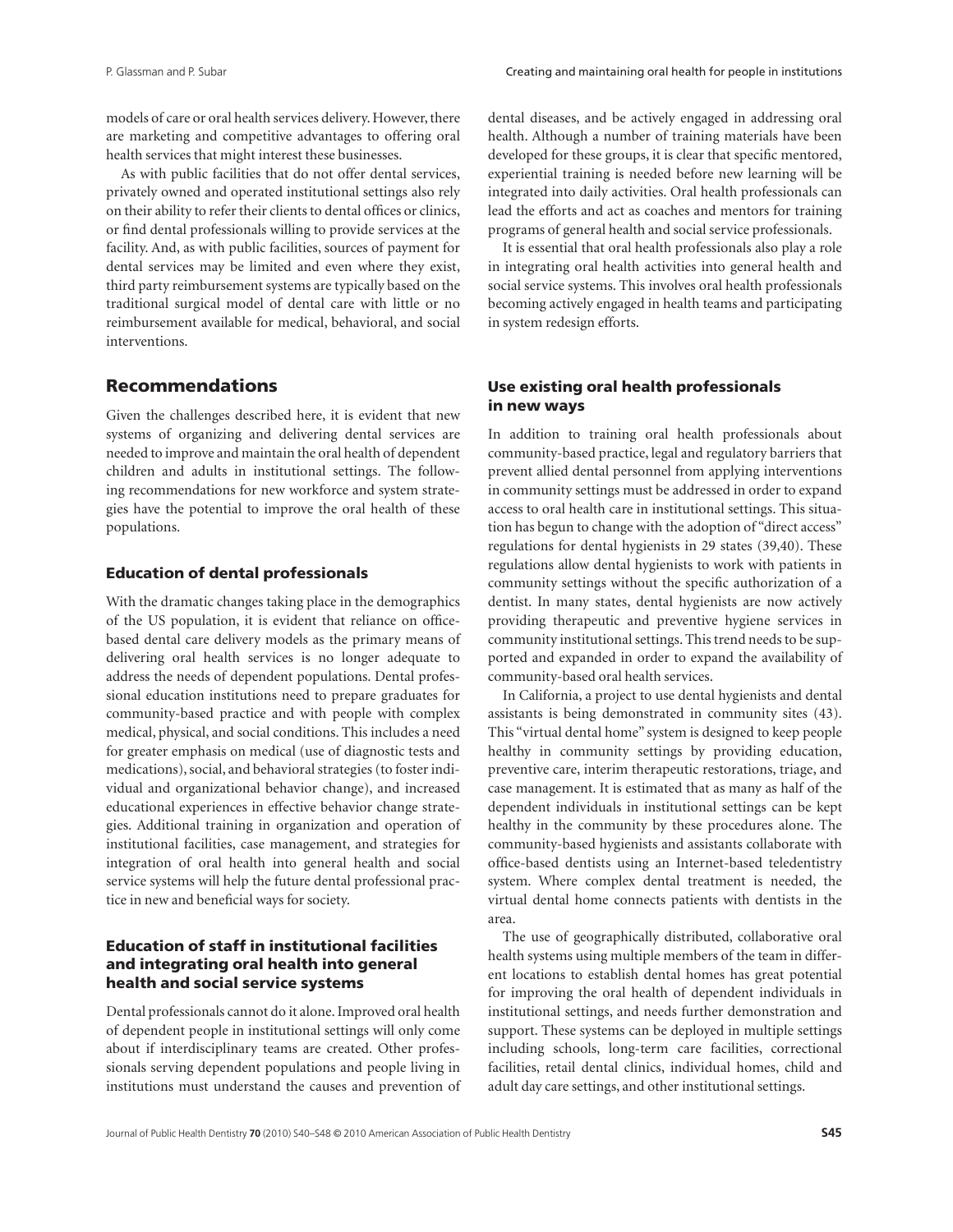models of care or oral health services delivery. However, there are marketing and competitive advantages to offering oral health services that might interest these businesses.

As with public facilities that do not offer dental services, privately owned and operated institutional settings also rely on their ability to refer their clients to dental offices or clinics, or find dental professionals willing to provide services at the facility. And, as with public facilities, sources of payment for dental services may be limited and even where they exist, third party reimbursement systems are typically based on the traditional surgical model of dental care with little or no reimbursement available for medical, behavioral, and social interventions.

## Recommendations

Given the challenges described here, it is evident that new systems of organizing and delivering dental services are needed to improve and maintain the oral health of dependent children and adults in institutional settings. The following recommendations for new workforce and system strategies have the potential to improve the oral health of these populations.

### Education of dental professionals

With the dramatic changes taking place in the demographics of the US population, it is evident that reliance on office-based dental care delivery models as the primary means of delivering oral health services is no longer adequate to address the needs of dependent populations. Dental professional education institutions need to prepare graduates for community-based practice and with people with complex medical, physical, and social conditions. This includes a need for greater emphasis on medical (use of diagnostic tests and medications), social, and behavioral strategies (to foster individual and organizational behavior change), and increased educational experiences in effective behavior change strategies. Additional training in organization and operation of institutional facilities, case management, and strategies for integration of oral health into general health and social service systems will help the future dental professional practice in new and beneficial ways for society.

### Education of staff in institutional facilities and integrating oral health into general health and social service systems

Dental professionals cannot do it alone. Improved oral health of dependent people in institutional settings will only come about if interdisciplinary teams are created. Other professionals serving dependent populations and people living in institutions must understand the causes and prevention of dental diseases, and be actively engaged in addressing oral health. Although a number of training materials have been developed for these groups, it is clear that specific mentored, experiential training is needed before new learning will be integrated into daily activities. Oral health professionals can lead the efforts and act as coaches and mentors for training programs of general health and social service professionals.

It is essential that oral health professionals also play a role in integrating oral health activities into general health and social service systems. This involves oral health professionals becoming actively engaged in health teams and participating in system redesign efforts.

### Use existing oral health professionals in new ways

In addition to training oral health professionals about community-based practice, legal and regulatory barriers that prevent allied dental personnel from applying interventions in community settings must be addressed in order to expand access to oral health care in institutional settings. This situation has begun to change with the adoption of "direct access" regulations for dental hygienists in 29 states (39,40). These regulations allow dental hygienists to work with patients in community settings without the specific authorization of a dentist. In many states, dental hygienists are now actively providing therapeutic and preventive hygiene services in community institutional settings. This trend needs to be supported and expanded in order to expand the availability of community-based oral health services.

In California, a project to use dental hygienists and dental assistants is being demonstrated in community sites (43). This "virtual dental home" system is designed to keep people healthy in community settings by providing education, preventive care, interim therapeutic restorations, triage, and case management. It is estimated that as many as half of the dependent individuals in institutional settings can be kept healthy in the community by these procedures alone. The community-based hygienists and assistants collaborate with office-based dentists using an Internet-based teledentistry system. Where complex dental treatment is needed, the virtual dental home connects patients with dentists in the area.

The use of geographically distributed, collaborative oral health systems using multiple members of the team in different locations to establish dental homes has great potential for improving the oral health of dependent individuals in institutional settings, and needs further demonstration and support. These systems can be deployed in multiple settings including schools, long-term care facilities, correctional facilities, retail dental clinics, individual homes, child and adult day care settings, and other institutional settings.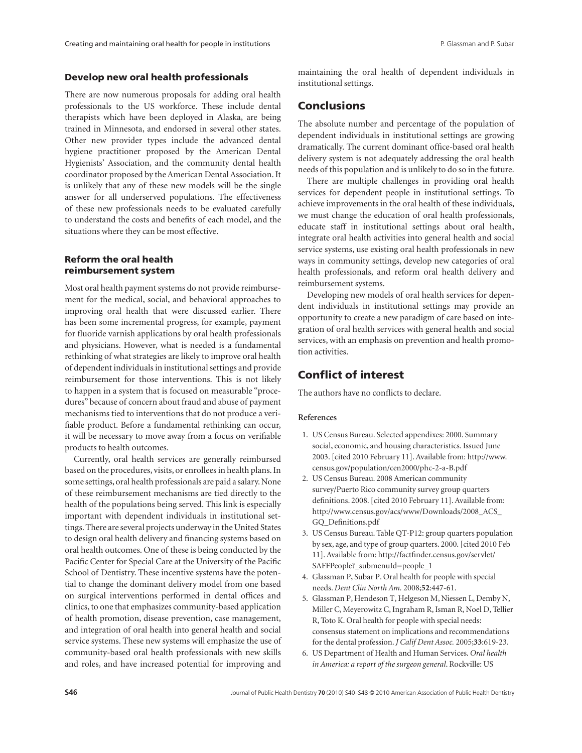### Develop new oral health professionals

There are now numerous proposals for adding oral health professionals to the US workforce. These include dental therapists which have been deployed in Alaska, are being trained in Minnesota, and endorsed in several other states. Other new provider types include the advanced dental hygiene practitioner proposed by the American Dental Hygienists' Association, and the community dental health coordinator proposed by the American Dental Association. It is unlikely that any of these new models will be the single answer for all underserved populations. The effectiveness of these new professionals needs to be evaluated carefully to understand the costs and benefits of each model, and the situations where they can be most effective.

### Reform the oral health reimbursement system

Most oral health payment systems do not provide reimbursement for the medical, social, and behavioral approaches to improving oral health that were discussed earlier. There has been some incremental progress, for example, payment for fluoride varnish applications by oral health professionals and physicians. However, what is needed is a fundamental rethinking of what strategies are likely to improve oral health of dependent individuals in institutional settings and provide reimbursement for those interventions. This is not likely to happen in a system that is focused on measurable "procedures" because of concern about fraud and abuse of payment mechanisms tied to interventions that do not produce a verifiable product. Before a fundamental rethinking can occur, it will be necessary to move away from a focus on verifiable products to health outcomes.

Currently, oral health services are generally reimbursed based on the procedures, visits, or enrollees in health plans. In some settings, oral health professionals are paid a salary. None of these reimbursement mechanisms are tied directly to the health of the populations being served. This link is especially important with dependent individuals in institutional settings. There are several projects underway in the United States to design oral health delivery and financing systems based on oral health outcomes. One of these is being conducted by the Pacific Center for Special Care at the University of the Pacific School of Dentistry. These incentive systems have the potential to change the dominant delivery model from one based on surgical interventions performed in dental offices and clinics, to one that emphasizes community-based application of health promotion, disease prevention, case management, and integration of oral health into general health and social service systems. These new systems will emphasize the use of community-based oral health professionals with new skills and roles, and have increased potential for improving and maintaining the oral health of dependent individuals in institutional settings.

## Conclusions

The absolute number and percentage of the population of dependent individuals in institutional settings are growing dramatically. The current dominant office-based oral health delivery system is not adequately addressing the oral health needs of this population and is unlikely to do so in the future.

There are multiple challenges in providing oral health services for dependent people in institutional settings. To achieve improvements in the oral health of these individuals, we must change the education of oral health professionals, educate staff in institutional settings about oral health, integrate oral health activities into general health and social service systems, use existing oral health professionals in new ways in community settings, develop new categories of oral health professionals, and reform oral health delivery and reimbursement systems.

Developing new models of oral health services for dependent individuals in institutional settings may provide an opportunity to create a new paradigm of care based on integration of oral health services with general health and social services, with an emphasis on prevention and health promotion activities.

## Conflict of interest

The authors have no conflicts to declare.

### References

1. US Census Bureau. Selected appendixes: 2000. Summary social, economic, and housing characteristics. Issued June 2003. [cited 2010 February 11]. Available from: http://www.census.gov/population/cen2000/phc-2-a-B.pdf
2. US Census Bureau. 2008 American community survey/Puerto Rico community survey group quarters definitions. 2008. [cited 2010 February 11]. Available from: http://www.census.gov/acs/www/Downloads/2008_ACS_GQ_Definitions.pdf
3. US Census Bureau. Table QT-P12: group quarters population by sex, age, and type of group quarters. 2000. [cited 2010 Feb 11]. Available from: http://factfinder.census.gov/servlet/SAFFPeople?_submenuId=people_1
4. Glassman P, Subar P. Oral health for people with special needs. *Dent Clin North Am.* 2008;**52**:447-61.
5. Glassman P, Hendeson T, Helgeson M, Niessen L, Demby N, Miller C, Meyerowitz C, Ingraham R, Isman R, Noel D, Tellier R, Toto K. Oral health for people with special needs: consensus statement on implications and recommendations for the dental profession. *J Calif Dent Assoc.* 2005;**33**:619-23.
6. US Department of Health and Human Services. *Oral health in America: a report of the surgeon general*. Rockville: US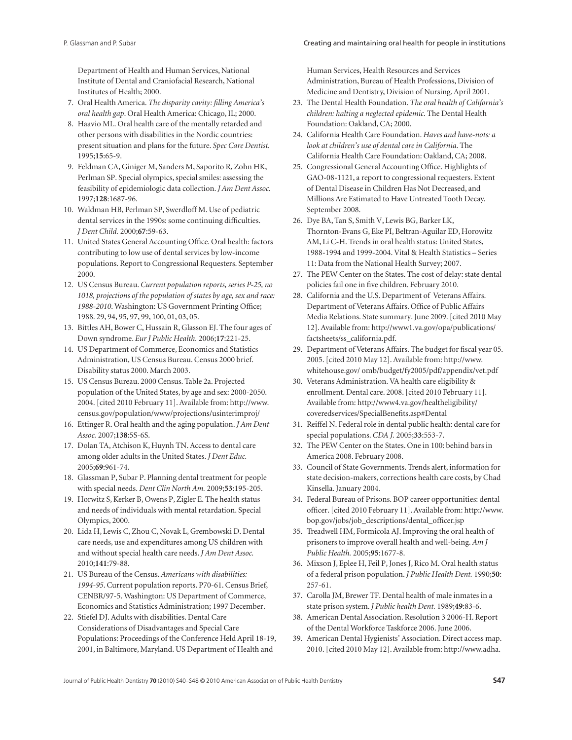Department of Health and Human Services, National Institute of Dental and Craniofacial Research, National Institutes of Health; 2000.

7. Oral Health America. *The disparity cavity: filling America's oral health gap*. Oral Health America: Chicago, IL; 2000.
8. Haavio ML. Oral health care of the mentally retarded and other persons with disabilities in the Nordic countries: present situation and plans for the future. *Spec Care Dentist.* 1995;**15**:65-9.
9. Feldman CA, Giniger M, Sanders M, Saporito R, Zohn HK, Perlman SP. Special olympics, special smiles: assessing the feasibility of epidemiologic data collection. *J Am Dent Assoc.* 1997;**128**:1687-96.
10. Waldman HB, Perlman SP, Swerdloff M. Use of pediatric dental services in the 1990s: some continuing difficulties. *J Dent Child.* 2000;**67**:59-63.
11. United States General Accounting Office. Oral health: factors contributing to low use of dental services by low-income populations. Report to Congressional Requesters. September 2000.
12. US Census Bureau. *Current population reports, series P-25, no 1018, projections of the population of states by age, sex and race: 1988-2010*. Washington: US Government Printing Office; 1988. 29, 94, 95, 97, 99, 100, 01, 03, 05.
13. Bittles AH, Bower C, Hussain R, Glasson EJ. The four ages of Down syndrome. *Eur J Public Health.* 2006;**17**:221-25.
14. US Department of Commerce, Economics and Statistics Administration, US Census Bureau. Census 2000 brief. Disability status 2000. March 2003.
15. US Census Bureau. 2000 Census. Table 2a. Projected population of the United States, by age and sex: 2000-2050. 2004. [cited 2010 February 11]. Available from: http://www.census.gov/population/www/projections/usinterimproj/
16. Ettinger R. Oral health and the aging population. *J Am Dent Assoc.* 2007;**138**:5S-6S.
17. Dolan TA, Atchison K, Huynh TN. Access to dental care among older adults in the United States. *J Dent Educ.* 2005;**69**:961-74.
18. Glassman P, Subar P. Planning dental treatment for people with special needs. *Dent Clin North Am.* 2009;**53**:195-205.
19. Horwitz S, Kerker B, Owens P, Zigler E. The health status and needs of individuals with mental retardation. Special Olympics, 2000.
20. Lida H, Lewis C, Zhou C, Novak L, Grembowski D. Dental care needs, use and expenditures among US children with and without special health care needs. *J Am Dent Assoc.* 2010;**141**:79-88.
21. US Bureau of the Census. *Americans with disabilities: 1994-95*. Current population reports. P70-61. Census Brief, CENBR/97-5. Washington: US Department of Commerce, Economics and Statistics Administration; 1997 December.
22. Stiefel DJ. Adults with disabilities. Dental Care Considerations of Disadvantages and Special Care Populations: Proceedings of the Conference Held April 18-19, 2001, in Baltimore, Maryland. US Department of Health and Human Services, Health Resources and Services Administration, Bureau of Health Professions, Division of Medicine and Dentistry, Division of Nursing. April 2001.
23. The Dental Health Foundation. *The oral health of California's children: halting a neglected epidemic*. The Dental Health Foundation: Oakland, CA; 2000.
24. California Health Care Foundation. *Haves and have-nots: a look at children's use of dental care in California*. The California Health Care Foundation: Oakland, CA; 2008.
25. Congressional General Accounting Office. Highlights of GAO-08-1121, a report to congressional requesters. Extent of Dental Disease in Children Has Not Decreased, and Millions Are Estimated to Have Untreated Tooth Decay. September 2008.
26. Dye BA, Tan S, Smith V, Lewis BG, Barker LK, Thornton-Evans G, Eke PI, Beltran-Aguilar ED, Horowitz AM, Li C-H. Trends in oral health status: United States, 1988-1994 and 1999-2004. Vital & Health Statistics – Series 11: Data from the National Health Survey; 2007.
27. The PEW Center on the States. The cost of delay: state dental policies fail one in five children. February 2010.
28. California and the U.S. Department of Veterans Affairs. Department of Veterans Affairs. Office of Public Affairs Media Relations. State summary. June 2009. [cited 2010 May 12]. Available from: http://www1.va.gov/opa/publications/factsheets/ss_california.pdf.
29. Department of Veterans Affairs. The budget for fiscal year 05. 2005. [cited 2010 May 12]. Available from: http://www.whitehouse.gov/ omb/budget/fy2005/pdf/appendix/vet.pdf
30. Veterans Administration. VA health care eligibility & enrollment. Dental care. 2008. [cited 2010 February 11]. Available from: http://www4.va.gov/healtheligibility/coveredservices/SpecialBenefits.asp#Dental
31. Reiffel N. Federal role in dental public health: dental care for special populations. *CDA J.* 2005;**33**:553-7.
32. The PEW Center on the States. One in 100: behind bars in America 2008. February 2008.
33. Council of State Governments. Trends alert, information for state decision-makers, corrections health care costs, by Chad Kinsella. January 2004.
34. Federal Bureau of Prisons. BOP career opportunities: dental officer. [cited 2010 February 11]. Available from: http://www.bop.gov/jobs/job_descriptions/dental_officer.jsp
35. Treadwell HM, Formicola AJ. Improving the oral health of prisoners to improve overall health and well-being. *Am J Public Health.* 2005;**95**:1677-8.
36. Mixson J, Eplee H, Feil P, Jones J, Rico M. Oral health status of a federal prison population. *J Public Health Dent.* 1990;**50**: 257-61.
37. Carolla JM, Brewer TF. Dental health of male inmates in a state prison system. *J Public health Dent.* 1989;**49**:83-6.
38. American Dental Association. Resolution 3 2006-H. Report of the Dental Workforce Taskforce 2006. June 2006.
39. American Dental Hygienists' Association. Direct access map. 2010. [cited 2010 May 12]. Available from: http://www.adha.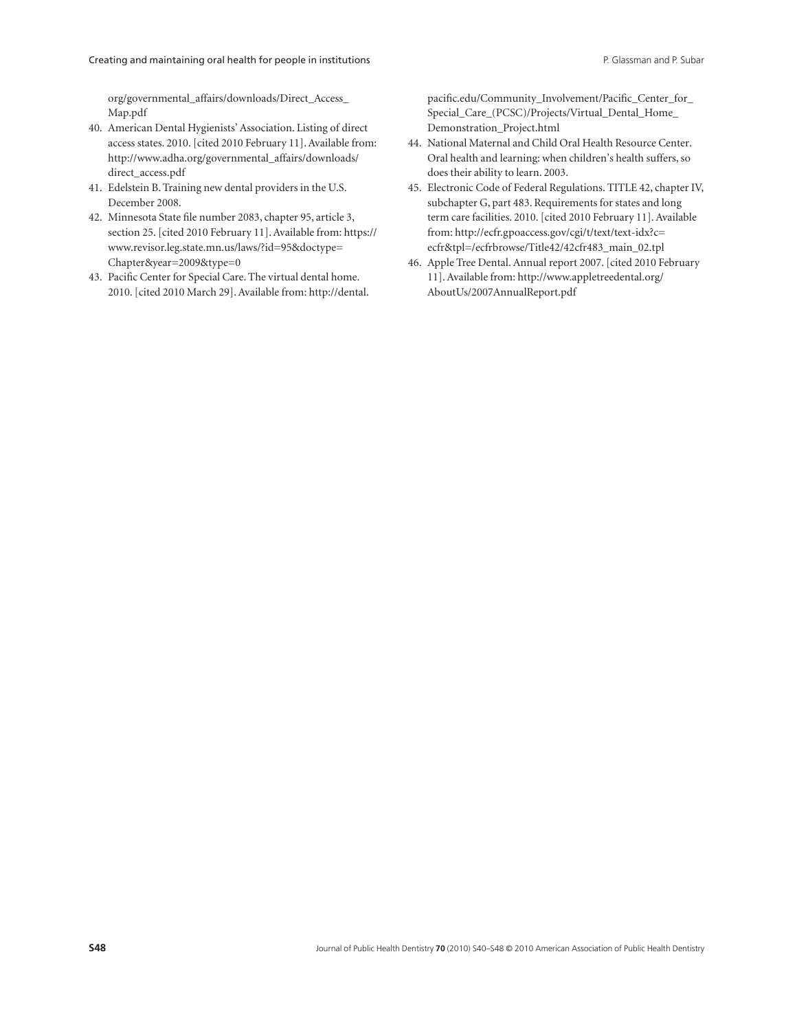org/governmental_affairs/downloads/Direct_Access_Map.pdf

40. American Dental Hygienists' Association. Listing of direct access states. 2010. [cited 2010 February 11]. Available from: http://www.adha.org/governmental_affairs/downloads/direct_access.pdf
41. Edelstein B. Training new dental providers in the U.S. December 2008.
42. Minnesota State file number 2083, chapter 95, article 3, section 25. [cited 2010 February 11]. Available from: https://www.revisor.leg.state.mn.us/laws/?id=95&doctype=Chapter&year=2009&type=0
43. Pacific Center for Special Care. The virtual dental home. 2010. [cited 2010 March 29]. Available from: http://dental.pacific.edu/Community_Involvement/Pacific_Center_for_Special_Care_(PCSC)/Projects/Virtual_Dental_Home_Demonstration_Project.html
44. National Maternal and Child Oral Health Resource Center. Oral health and learning: when children's health suffers, so does their ability to learn. 2003.
45. Electronic Code of Federal Regulations. TITLE 42, chapter IV, subchapter G, part 483. Requirements for states and long term care facilities. 2010. [cited 2010 February 11]. Available from: http://ecfr.gpoaccess.gov/cgi/t/text/text-idx?c=ecfr&tpl=/ecfrbrowse/Title42/42cfr483_main_02.tpl
46. Apple Tree Dental. Annual report 2007. [cited 2010 February 11]. Available from: http://www.appletreedental.org/AboutUs/2007AnnualReport.pdf